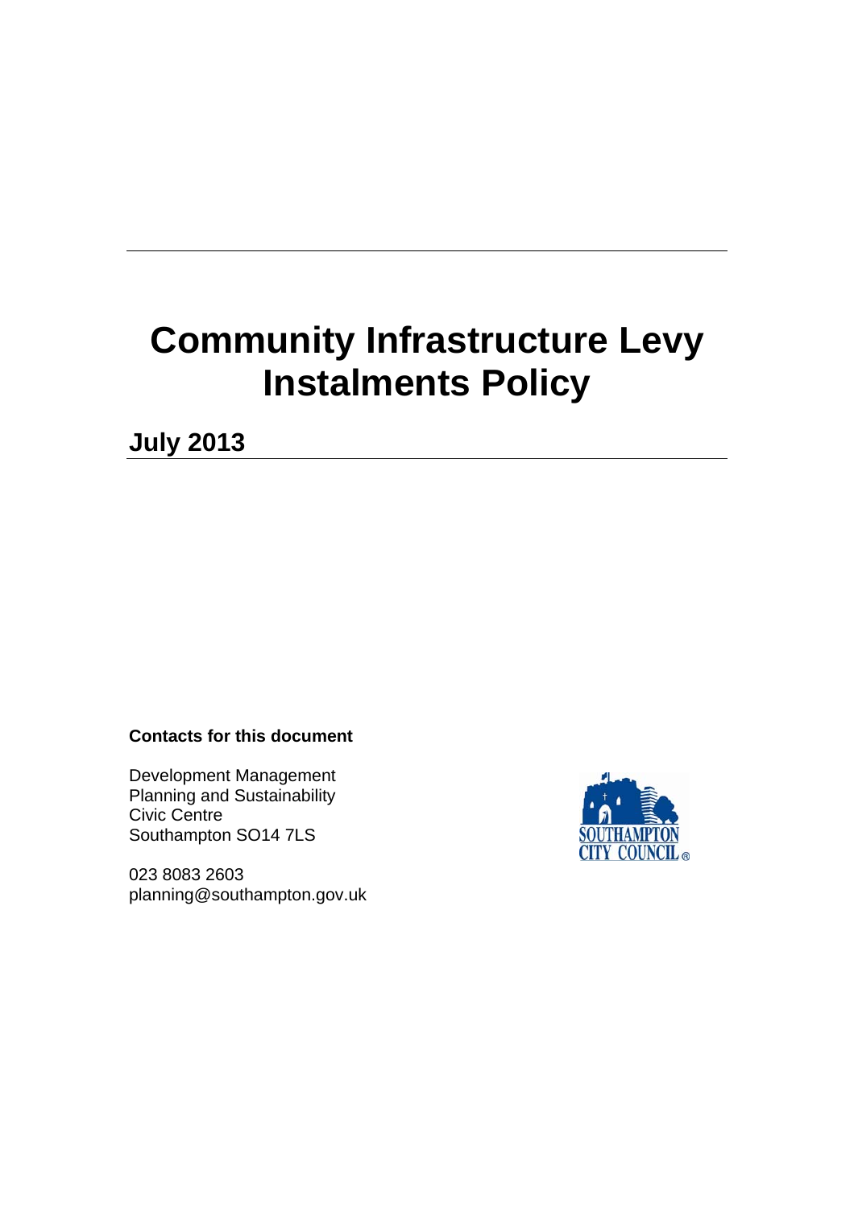# Community Infrastructure Levy Instalments Policy

## July 2013

**Contacts for this document**

Development Management
Planning and Sustainability
Civic Centre
Southampton SO14 7LS

023 8083 2603
planning@southampton.gov.uk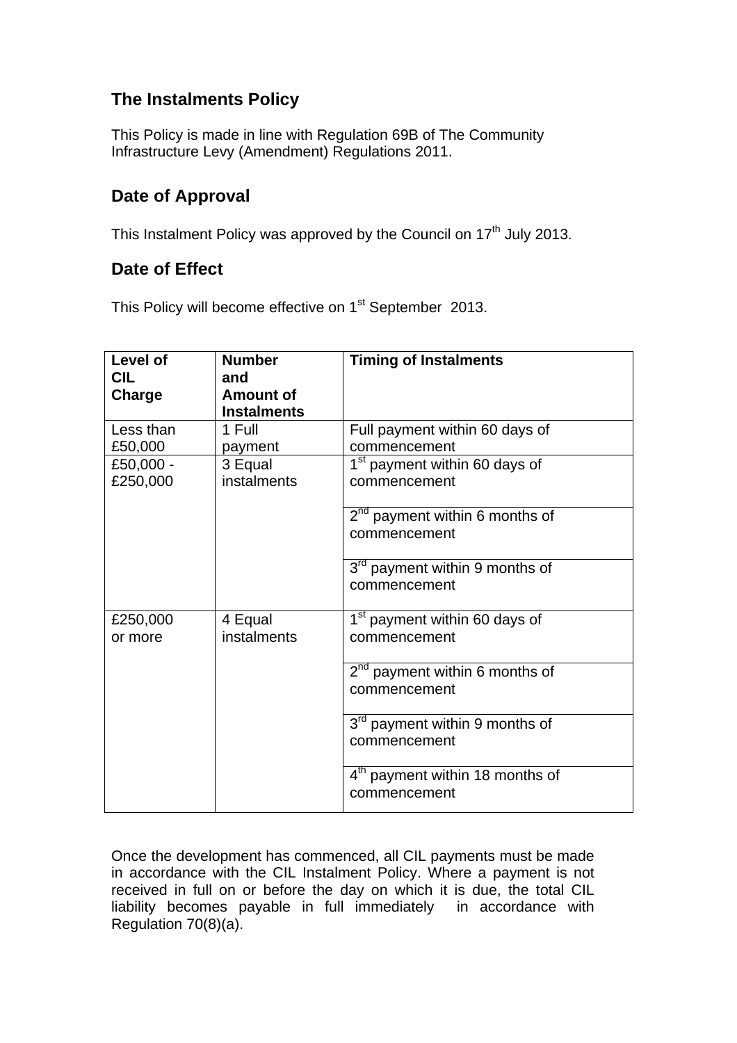## The Instalments Policy

This Policy is made in line with Regulation 69B of The Community Infrastructure Levy (Amendment) Regulations 2011.

## Date of Approval

This Instalment Policy was approved by the Council on 17th July 2013.

## Date of Effect

This Policy will become effective on 1st September 2013.

| Level of CIL Charge | Number and Amount of Instalments | Timing of Instalments |
|---|---|---|
| Less than £50,000 | 1 Full payment | Full payment within 60 days of commencement |
| £50,000 - £250,000 | 3 Equal instalments | 1st payment within 60 days of commencement |
| | | 2nd payment within 6 months of commencement |
| | | 3rd payment within 9 months of commencement |
| £250,000 or more | 4 Equal instalments | 1st payment within 60 days of commencement |
| | | 2nd payment within 6 months of commencement |
| | | 3rd payment within 9 months of commencement |
| | | 4th payment within 18 months of commencement |

Once the development has commenced, all CIL payments must be made in accordance with the CIL Instalment Policy. Where a payment is not received in full on or before the day on which it is due, the total CIL liability becomes payable in full immediately in accordance with Regulation 70(8)(a).